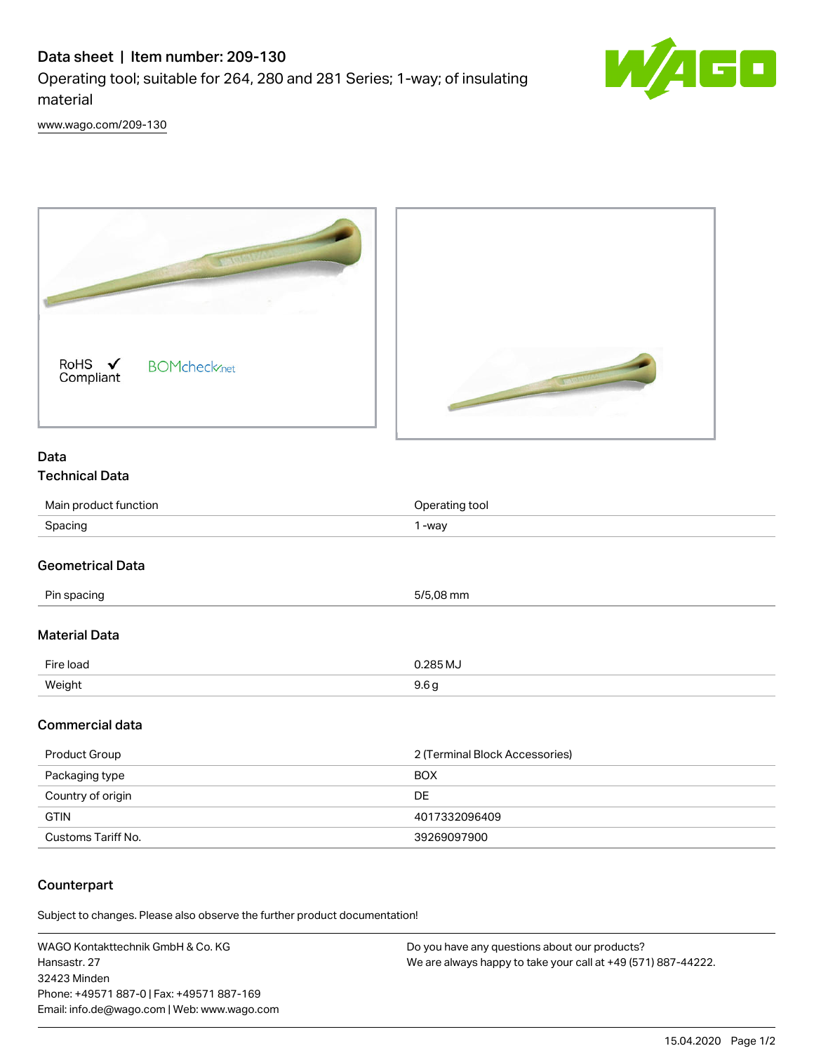# Data sheet | Item number: 209-130

Operating tool; suitable for 264, 280 and 281 Series; 1-way; of insulating material

www.wago.com/209-130

RoHS ✓ Compliant

BOMcheck.net

## Data

### Technical Data

| | |
|---|---|
| Main product function | Operating tool |
| Spacing | 1 -way |

### Geometrical Data

| | |
|---|---|
| Pin spacing | 5/5,08 mm |

### Material Data

| | |
|---|---|
| Fire load | 0.285 MJ |
| Weight | 9.6 g |

### Commercial data

| | |
|---|---|
| Product Group | 2 (Terminal Block Accessories) |
| Packaging type | BOX |
| Country of origin | DE |
| GTIN | 4017332096409 |
| Customs Tariff No. | 39269097900 |

### Counterpart

Subject to changes. Please also observe the further product documentation!

WAGO Kontakttechnik GmbH & Co. KG
Hansastr. 27
32423 Minden
Phone: +49571 887-0 | Fax: +49571 887-169
Email: info.de@wago.com | Web: www.wago.com

Do you have any questions about our products?
We are always happy to take your call at +49 (571) 887-44222.

15.04.2020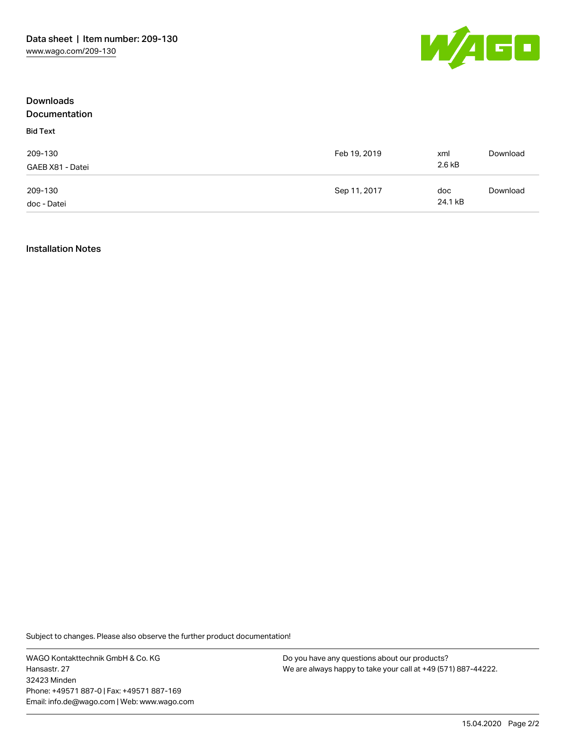## Downloads

### Documentation

**Bid Text**

| | | | |
|---|---|---|---|
| 209-130<br>GAEB X81 - Datei | Feb 19, 2019 | xml<br>2.6 kB | Download |
| 209-130<br>doc - Datei | Sep 11, 2017 | doc<br>24.1 kB | Download |

### Installation Notes

Subject to changes. Please also observe the further product documentation!

WAGO Kontakttechnik GmbH & Co. KG
Hansastr. 27
32423 Minden
Phone: +49571 887-0 | Fax: +49571 887-169
Email: info.de@wago.com | Web: www.wago.com

Do you have any questions about our products?
We are always happy to take your call at +49 (571) 887-44222.

15.04.2020